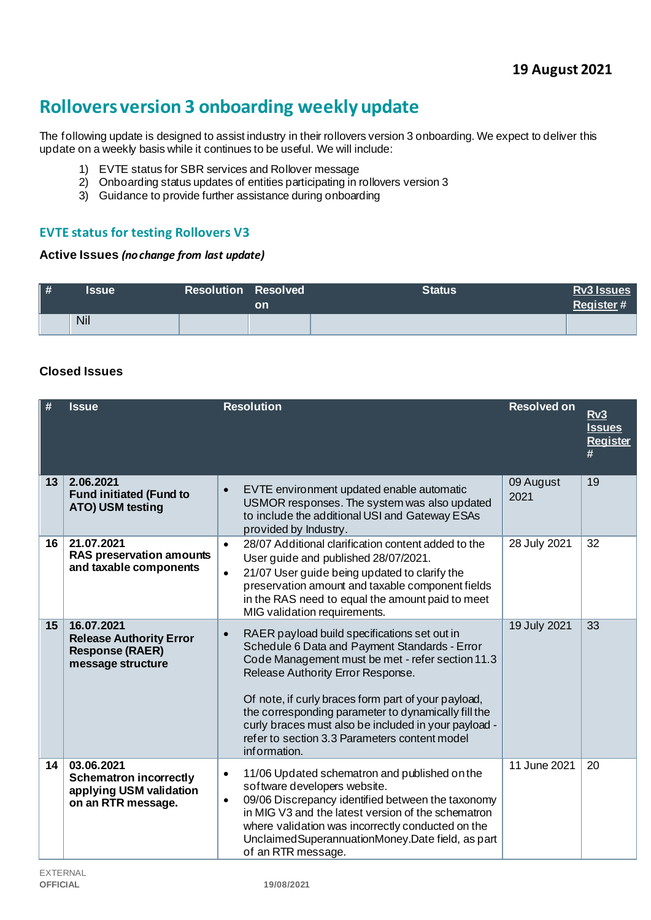19 August 2021

# Rollovers version 3 onboarding weekly update

The following update is designed to assist industry in their rollovers version 3 onboarding. We expect to deliver this update on a weekly basis while it continues to be useful. We will include:

1) EVTE status for SBR services and Rollover message
2) Onboarding status updates of entities participating in rollovers version 3
3) Guidance to provide further assistance during onboarding

## EVTE status for testing Rollovers V3

### Active Issues *(no change from last update)*

| # | Issue | Resolution | Resolved on | Status | Rv3 Issues Register # |
|---|---|---|---|---|---|
| | Nil | | | | |

### Closed Issues

| # | Issue | Resolution | Resolved on | Rv3 Issues Register # |
|---|---|---|---|---|
| 13 | **2.06.2021 Fund initiated (Fund to ATO) USM testing** | • EVTE environment updated enable automatic USMOR responses. The system was also updated to include the additional USI and Gateway ESAs provided by Industry. | 09 August 2021 | 19 |
| 16 | **21.07.2021 RAS preservation amounts and taxable components** | • 28/07 Additional clarification content added to the User guide and published 28/07/2021.<br>• 21/07 User guide being updated to clarify the preservation amount and taxable component fields in the RAS need to equal the amount paid to meet MIG validation requirements. | 28 July 2021 | 32 |
| 15 | **16.07.2021 Release Authority Error Response (RAER) message structure** | • RAER payload build specifications set out in Schedule 6 Data and Payment Standards - Error Code Management must be met - refer section 11.3 Release Authority Error Response.<br><br>Of note, if curly braces form part of your payload, the corresponding parameter to dynamically fill the curly braces must also be included in your payload - refer to section 3.3 Parameters content model information. | 19 July 2021 | 33 |
| 14 | **03.06.2021 Schematron incorrectly applying USM validation on an RTR message.** | • 11/06 Updated schematron and published on the software developers website.<br>• 09/06 Discrepancy identified between the taxonomy in MIG V3 and the latest version of the schematron where validation was incorrectly conducted on the UnclaimedSuperannuationMoney.Date field, as part of an RTR message. | 11 June 2021 | 20 |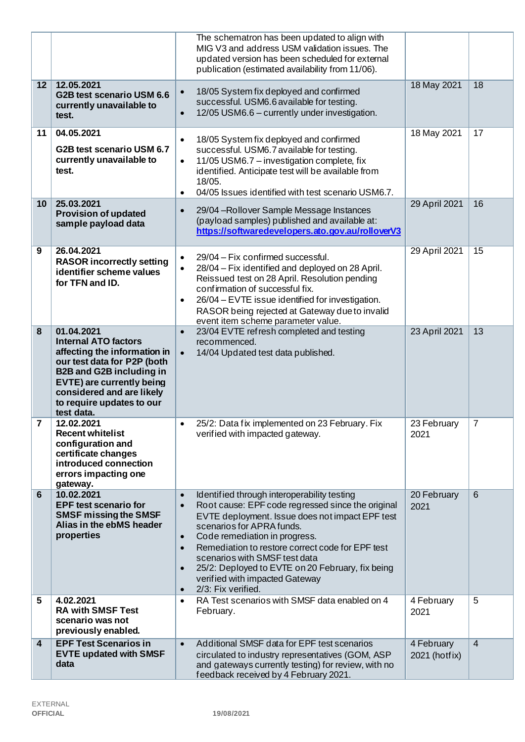| | | | | |
|---|---|---|---|---|
| | | The schematron has been updated to align with MIG V3 and address USM validation issues. The updated version has been scheduled for external publication (estimated availability from 11/06). | | |
| 12 | **12.05.2021**<br>**G2B test scenario USM 6.6 currently unavailable to test.** | • 18/05 System fix deployed and confirmed successful. USM6.6 available for testing.<br>• 12/05 USM6.6 – currently under investigation. | 18 May 2021 | 18 |
| 11 | **04.05.2021**<br>**G2B test scenario USM 6.7 currently unavailable to test.** | • 18/05 System fix deployed and confirmed successful. USM6.7 available for testing.<br>• 11/05 USM6.7 – investigation complete, fix identified. Anticipate test will be available from 18/05.<br>• 04/05 Issues identified with test scenario USM6.7. | 18 May 2021 | 17 |
| 10 | **25.03.2021**<br>**Provision of updated sample payload data** | • 29/04 –Rollover Sample Message Instances (payload samples) published and available at: https://softwaredevelopers.ato.gov.au/rolloverV3 | 29 April 2021 | 16 |
| 9 | **26.04.2021**<br>**RASOR incorrectly setting identifier scheme values for TFN and ID.** | • 29/04 – Fix confirmed successful.<br>• 28/04 – Fix identified and deployed on 28 April. Reissued test on 28 April. Resolution pending confirmation of successful fix.<br>• 26/04 – EVTE issue identified for investigation. RASOR being rejected at Gateway due to invalid event item scheme parameter value. | 29 April 2021 | 15 |
| 8 | **01.04.2021**<br>**Internal ATO factors affecting the information in our test data for P2P (both B2B and G2B including in EVTE) are currently being considered and are likely to require updates to our test data.** | • 23/04 EVTE refresh completed and testing recommenced.<br>• 14/04 Updated test data published. | 23 April 2021 | 13 |
| 7 | **12.02.2021**<br>**Recent whitelist configuration and certificate changes introduced connection errors impacting one gateway.** | • 25/2: Data fix implemented on 23 February. Fix verified with impacted gateway. | 23 February 2021 | 7 |
| 6 | **10.02.2021**<br>**EPF test scenario for SMSF missing the SMSF Alias in the ebMS header properties** | • Identified through interoperability testing<br>• Root cause: EPF code regressed since the original EVTE deployment. Issue does not impact EPF test scenarios for APRA funds.<br>• Code remediation in progress.<br>• Remediation to restore correct code for EPF test scenarios with SMSF test data<br>• 25/2: Deployed to EVTE on 20 February, fix being verified with impacted Gateway<br>• 2/3: Fix verified. | 20 February 2021 | 6 |
| 5 | **4.02.2021**<br>**RA with SMSF Test scenario was not previously enabled.** | • RA Test scenarios with SMSF data enabled on 4 February. | 4 February 2021 | 5 |
| 4 | **EPF Test Scenarios in EVTE updated with SMSF data** | • Additional SMSF data for EPF test scenarios circulated to industry representatives (GOM, ASP and gateways currently testing) for review, with no feedback received by 4 February 2021. | 4 February 2021 (hotfix) | 4 |

EXTERNAL
**OFFICIAL**

**19/08/2021**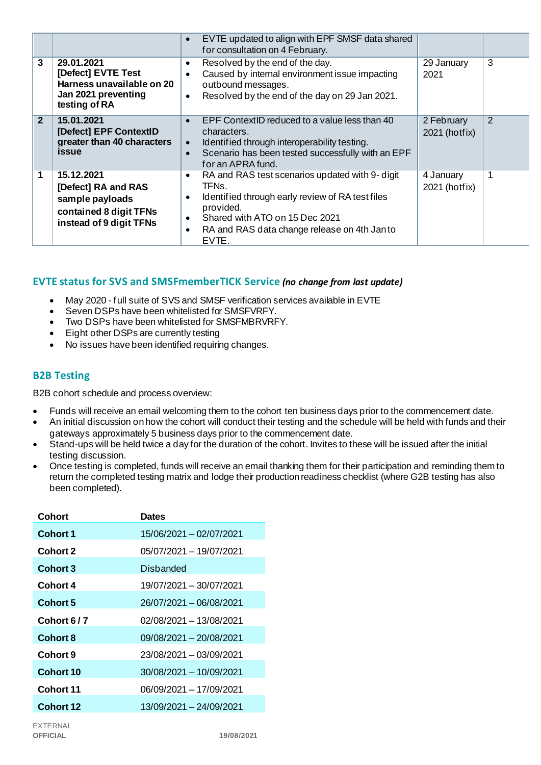| | | | | |
|---|---|---|---|---|
| | | • EVTE updated to align with EPF SMSF data shared for consultation on 4 February. | | |
| 3 | **29.01.2021**<br>**[Defect] EVTE Test Harness unavailable on 20 Jan 2021 preventing testing of RA** | • Resolved by the end of the day.<br>• Caused by internal environment issue impacting outbound messages.<br>• Resolved by the end of the day on 29 Jan 2021. | 29 January 2021 | 3 |
| 2 | **15.01.2021**<br>**[Defect] EPF ContextID greater than 40 characters issue** | • EPF ContextID reduced to a value less than 40 characters.<br>• Identified through interoperability testing.<br>• Scenario has been tested successfully with an EPF for an APRA fund. | 2 February 2021 (hotfix) | 2 |
| 1 | **15.12.2021**<br>**[Defect] RA and RAS sample payloads contained 8 digit TFNs instead of 9 digit TFNs** | • RA and RAS test scenarios updated with 9- digit TFNs.<br>• Identified through early review of RA test files provided.<br>• Shared with ATO on 15 Dec 2021<br>• RA and RAS data change release on 4th Jan to EVTE. | 4 January 2021 (hotfix) | 1 |

## EVTE status for SVS and SMSFmemberTICK Service *(no change from last update)*

- May 2020 - full suite of SVS and SMSF verification services available in EVTE
- Seven DSPs have been whitelisted for SMSFVRFY.
- Two DSPs have been whitelisted for SMSFMBRVRFY.
- Eight other DSPs are currently testing
- No issues have been identified requiring changes.

## B2B Testing

B2B cohort schedule and process overview:

- Funds will receive an email welcoming them to the cohort ten business days prior to the commencement date.
- An initial discussion on how the cohort will conduct their testing and the schedule will be held with funds and their gateways approximately 5 business days prior to the commencement date.
- Stand-ups will be held twice a day for the duration of the cohort. Invites to these will be issued after the initial testing discussion.
- Once testing is completed, funds will receive an email thanking them for their participation and reminding them to return the completed testing matrix and lodge their production readiness checklist (where G2B testing has also been completed).

| Cohort | Dates |
|---|---|
| **Cohort 1** | 15/06/2021 – 02/07/2021 |
| **Cohort 2** | 05/07/2021 – 19/07/2021 |
| **Cohort 3** | Disbanded |
| **Cohort 4** | 19/07/2021 – 30/07/2021 |
| **Cohort 5** | 26/07/2021 – 06/08/2021 |
| **Cohort 6 / 7** | 02/08/2021 – 13/08/2021 |
| **Cohort 8** | 09/08/2021 – 20/08/2021 |
| **Cohort 9** | 23/08/2021 – 03/09/2021 |
| **Cohort 10** | 30/08/2021 – 10/09/2021 |
| **Cohort 11** | 06/09/2021 – 17/09/2021 |
| **Cohort 12** | 13/09/2021 – 24/09/2021 |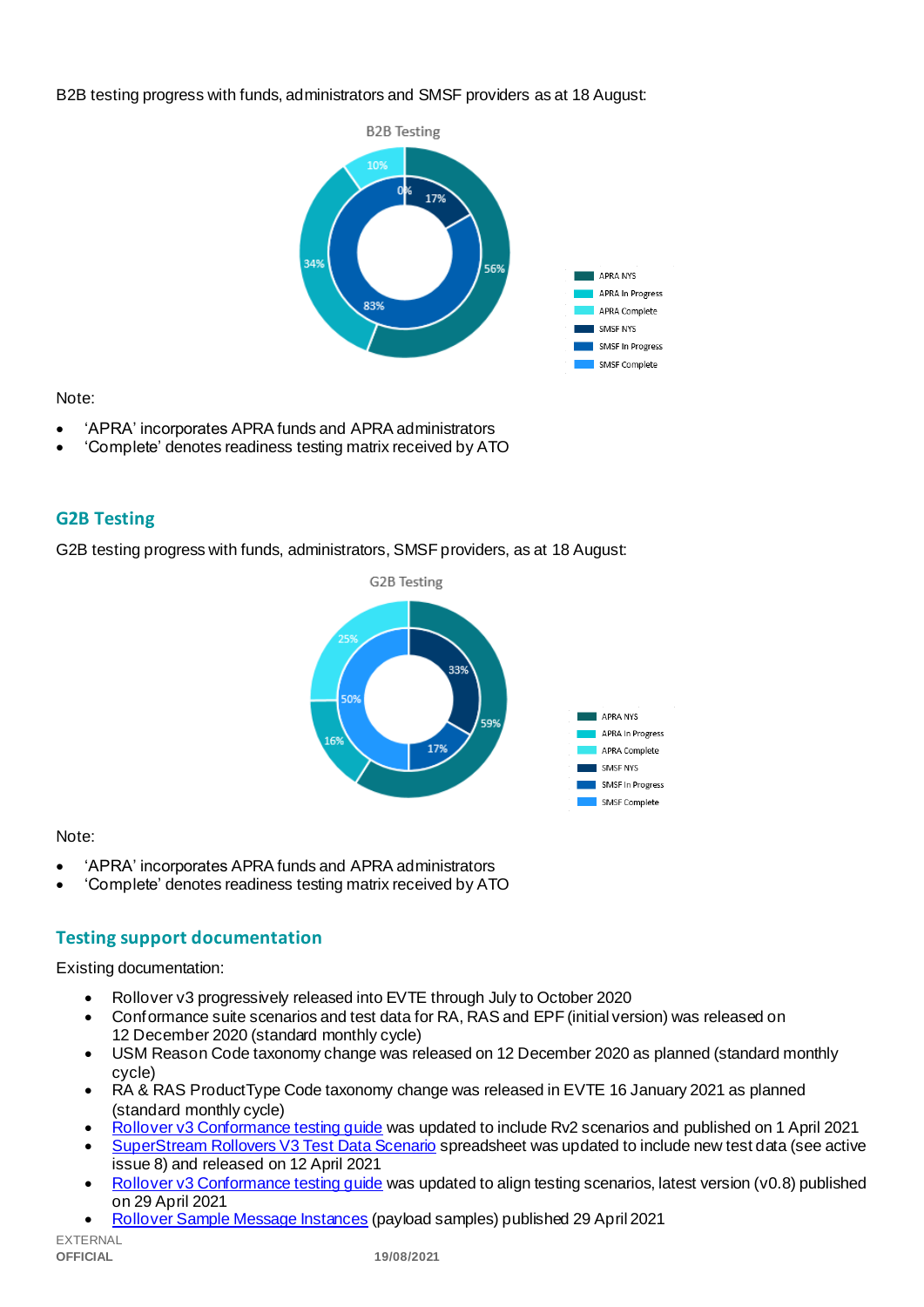B2B testing progress with funds, administrators and SMSF providers as at 18 August:

B2B Testing

Note:

- ‘APRA’ incorporates APRA funds and APRA administrators
- ‘Complete’ denotes readiness testing matrix received by ATO

## G2B Testing

G2B testing progress with funds, administrators, SMSF providers, as at 18 August:

G2B Testing

Note:

- ‘APRA’ incorporates APRA funds and APRA administrators
- ‘Complete’ denotes readiness testing matrix received by ATO

## Testing support documentation

Existing documentation:

- Rollover v3 progressively released into EVTE through July to October 2020
- Conformance suite scenarios and test data for RA, RAS and EPF (initial version) was released on 12 December 2020 (standard monthly cycle)
- USM Reason Code taxonomy change was released on 12 December 2020 as planned (standard monthly cycle)
- RA & RAS ProductType Code taxonomy change was released in EVTE 16 January 2021 as planned (standard monthly cycle)
- Rollover v3 Conformance testing guide was updated to include Rv2 scenarios and published on 1 April 2021
- SuperStream Rollovers V3 Test Data Scenario spreadsheet was updated to include new test data (see active issue 8) and released on 12 April 2021
- Rollover v3 Conformance testing guide was updated to align testing scenarios, latest version (v0.8) published on 29 April 2021
- Rollover Sample Message Instances (payload samples) published 29 April 2021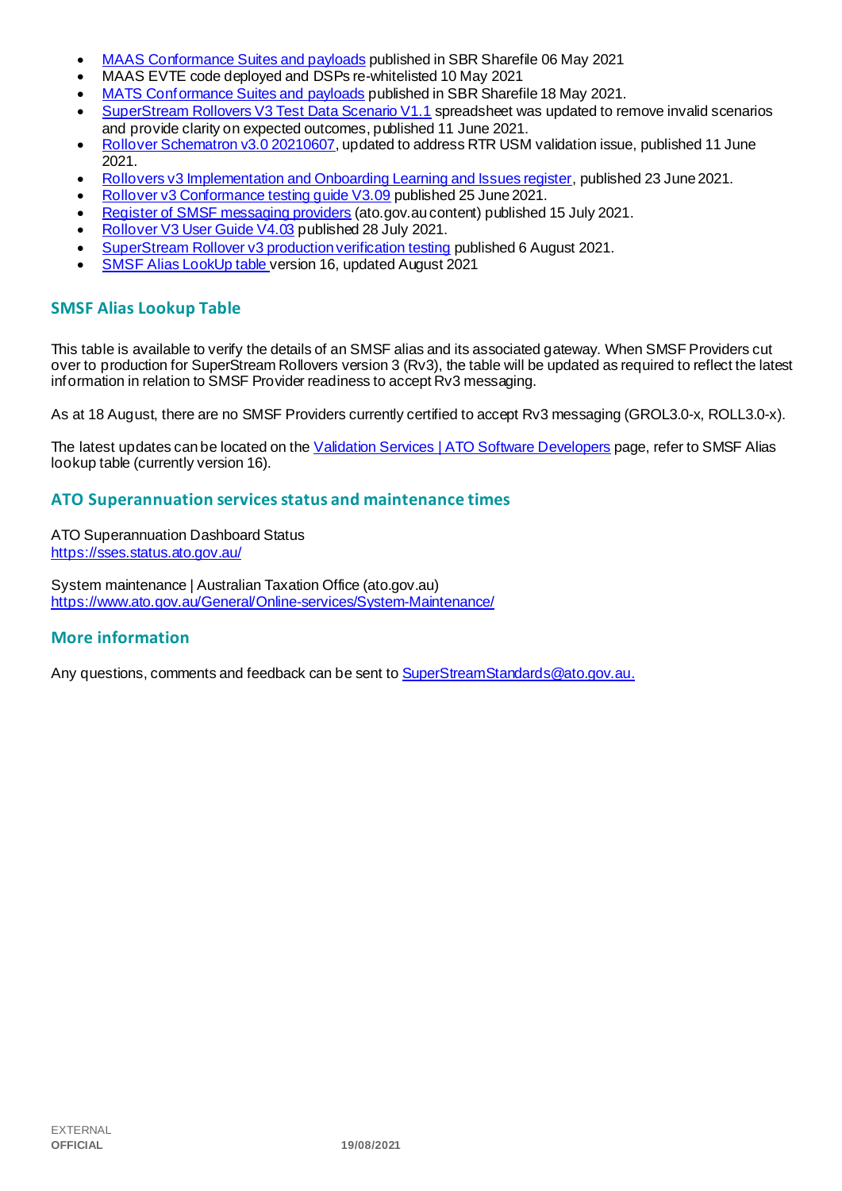- MAAS Conformance Suites and payloads published in SBR Sharefile 06 May 2021
- MAAS EVTE code deployed and DSPs re-whitelisted 10 May 2021
- MATS Conformance Suites and payloads published in SBR Sharefile 18 May 2021.
- SuperStream Rollovers V3 Test Data Scenario V1.1 spreadsheet was updated to remove invalid scenarios and provide clarity on expected outcomes, published 11 June 2021.
- Rollover Schematron v3.0 20210607, updated to address RTR USM validation issue, published 11 June 2021.
- Rollovers v3 Implementation and Onboarding Learning and Issues register, published 23 June 2021.
- Rollover v3 Conformance testing guide V3.09 published 25 June 2021.
- Register of SMSF messaging providers (ato.gov.au content) published 15 July 2021.
- Rollover V3 User Guide V4.03 published 28 July 2021.
- SuperStream Rollover v3 production verification testing published 6 August 2021.
- SMSF Alias LookUp table version 16, updated August 2021

## SMSF Alias Lookup Table

This table is available to verify the details of an SMSF alias and its associated gateway. When SMSF Providers cut over to production for SuperStream Rollovers version 3 (Rv3), the table will be updated as required to reflect the latest information in relation to SMSF Provider readiness to accept Rv3 messaging.

As at 18 August, there are no SMSF Providers currently certified to accept Rv3 messaging (GROL3.0-x, ROLL3.0-x).

The latest updates can be located on the Validation Services | ATO Software Developers page, refer to SMSF Alias lookup table (currently version 16).

## ATO Superannuation services status and maintenance times

ATO Superannuation Dashboard Status
https://sses.status.ato.gov.au/

System maintenance | Australian Taxation Office (ato.gov.au)
https://www.ato.gov.au/General/Online-services/System-Maintenance/

## More information

Any questions, comments and feedback can be sent to SuperStreamStandards@ato.gov.au.